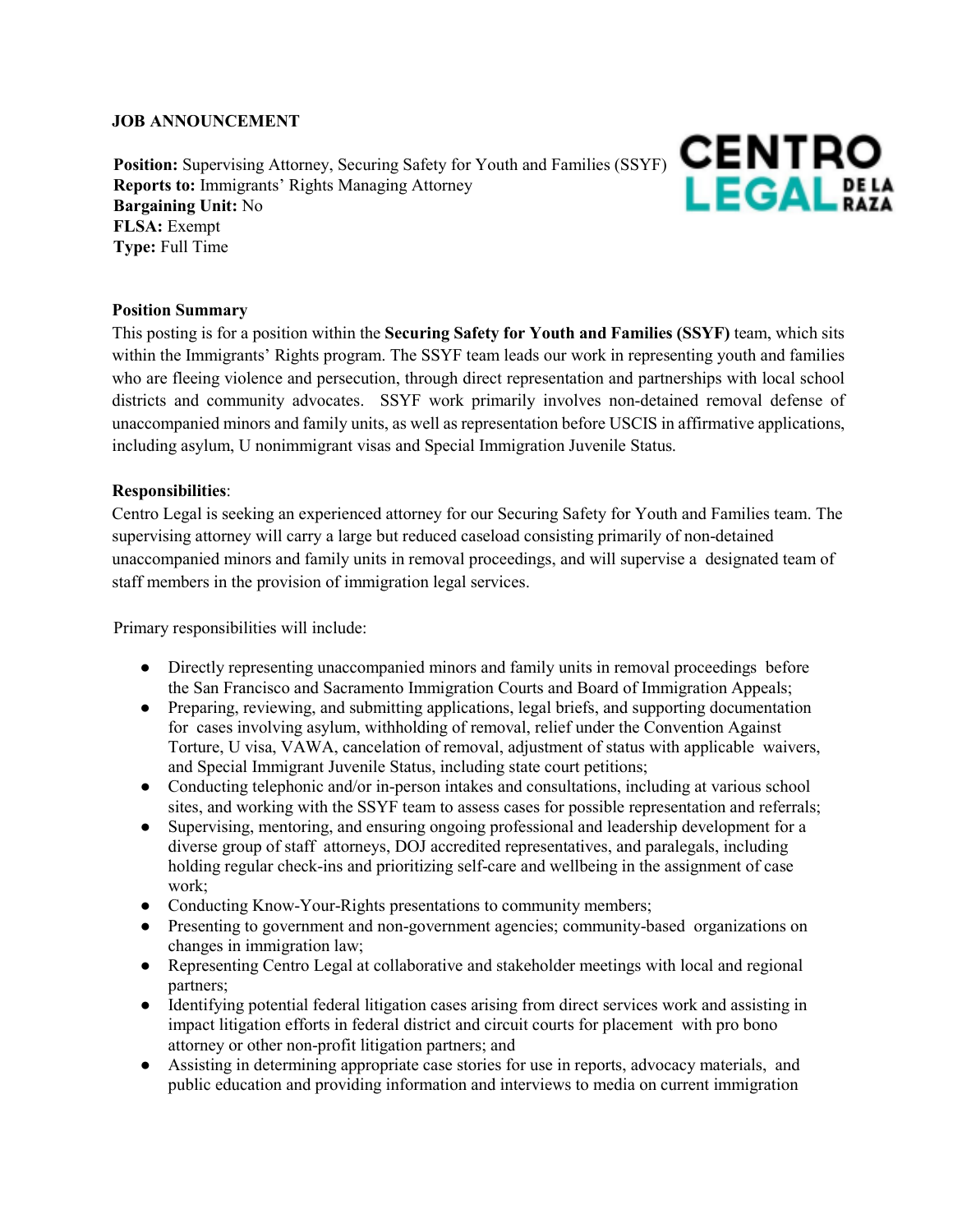**JOB ANNOUNCEMENT**

**Position:** Supervising Attorney, Securing Safety for Youth and Families (SSYF)
**Reports to:** Immigrants' Rights Managing Attorney
**Bargaining Unit:** No
**FLSA:** Exempt
**Type:** Full Time

**Position Summary**

This posting is for a position within the **Securing Safety for Youth and Families (SSYF)** team, which sits within the Immigrants' Rights program. The SSYF team leads our work in representing youth and families who are fleeing violence and persecution, through direct representation and partnerships with local school districts and community advocates. SSYF work primarily involves non-detained removal defense of unaccompanied minors and family units, as well as representation before USCIS in affirmative applications, including asylum, U nonimmigrant visas and Special Immigration Juvenile Status.

**Responsibilities**:

Centro Legal is seeking an experienced attorney for our Securing Safety for Youth and Families team. The supervising attorney will carry a large but reduced caseload consisting primarily of non-detained unaccompanied minors and family units in removal proceedings, and will supervise a designated team of staff members in the provision of immigration legal services.

Primary responsibilities will include:

- Directly representing unaccompanied minors and family units in removal proceedings before the San Francisco and Sacramento Immigration Courts and Board of Immigration Appeals;
- Preparing, reviewing, and submitting applications, legal briefs, and supporting documentation for cases involving asylum, withholding of removal, relief under the Convention Against Torture, U visa, VAWA, cancelation of removal, adjustment of status with applicable waivers, and Special Immigrant Juvenile Status, including state court petitions;
- Conducting telephonic and/or in-person intakes and consultations, including at various school sites, and working with the SSYF team to assess cases for possible representation and referrals;
- Supervising, mentoring, and ensuring ongoing professional and leadership development for a diverse group of staff attorneys, DOJ accredited representatives, and paralegals, including holding regular check-ins and prioritizing self-care and wellbeing in the assignment of case work;
- Conducting Know-Your-Rights presentations to community members;
- Presenting to government and non-government agencies; community-based organizations on changes in immigration law;
- Representing Centro Legal at collaborative and stakeholder meetings with local and regional partners;
- Identifying potential federal litigation cases arising from direct services work and assisting in impact litigation efforts in federal district and circuit courts for placement with pro bono attorney or other non-profit litigation partners; and
- Assisting in determining appropriate case stories for use in reports, advocacy materials, and public education and providing information and interviews to media on current immigration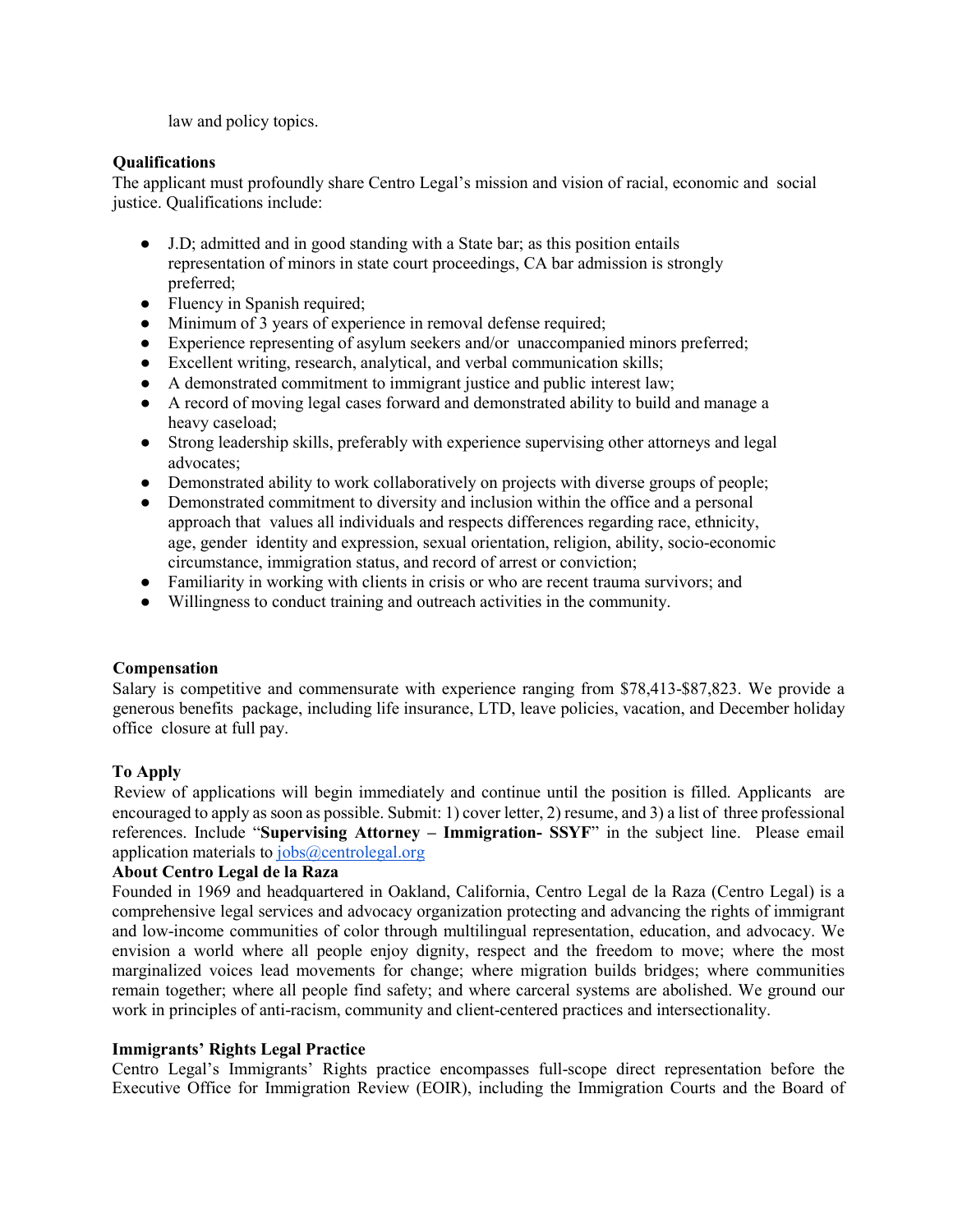law and policy topics.

**Qualifications**

The applicant must profoundly share Centro Legal's mission and vision of racial, economic and social justice. Qualifications include:

- J.D; admitted and in good standing with a State bar; as this position entails representation of minors in state court proceedings, CA bar admission is strongly preferred;
- Fluency in Spanish required;
- Minimum of 3 years of experience in removal defense required;
- Experience representing of asylum seekers and/or unaccompanied minors preferred;
- Excellent writing, research, analytical, and verbal communication skills;
- A demonstrated commitment to immigrant justice and public interest law;
- A record of moving legal cases forward and demonstrated ability to build and manage a heavy caseload;
- Strong leadership skills, preferably with experience supervising other attorneys and legal advocates;
- Demonstrated ability to work collaboratively on projects with diverse groups of people;
- Demonstrated commitment to diversity and inclusion within the office and a personal approach that values all individuals and respects differences regarding race, ethnicity, age, gender identity and expression, sexual orientation, religion, ability, socio-economic circumstance, immigration status, and record of arrest or conviction;
- Familiarity in working with clients in crisis or who are recent trauma survivors; and
- Willingness to conduct training and outreach activities in the community.

**Compensation**

Salary is competitive and commensurate with experience ranging from $78,413-$87,823. We provide a generous benefits package, including life insurance, LTD, leave policies, vacation, and December holiday office closure at full pay.

**To Apply**

Review of applications will begin immediately and continue until the position is filled. Applicants are encouraged to apply as soon as possible. Submit: 1) cover letter, 2) resume, and 3) a list of three professional references. Include "**Supervising Attorney – Immigration- SSYF**" in the subject line. Please email application materials to jobs@centrolegal.org

**About Centro Legal de la Raza**

Founded in 1969 and headquartered in Oakland, California, Centro Legal de la Raza (Centro Legal) is a comprehensive legal services and advocacy organization protecting and advancing the rights of immigrant and low-income communities of color through multilingual representation, education, and advocacy. We envision a world where all people enjoy dignity, respect and the freedom to move; where the most marginalized voices lead movements for change; where migration builds bridges; where communities remain together; where all people find safety; and where carceral systems are abolished. We ground our work in principles of anti-racism, community and client-centered practices and intersectionality.

**Immigrants' Rights Legal Practice**

Centro Legal's Immigrants' Rights practice encompasses full-scope direct representation before the Executive Office for Immigration Review (EOIR), including the Immigration Courts and the Board of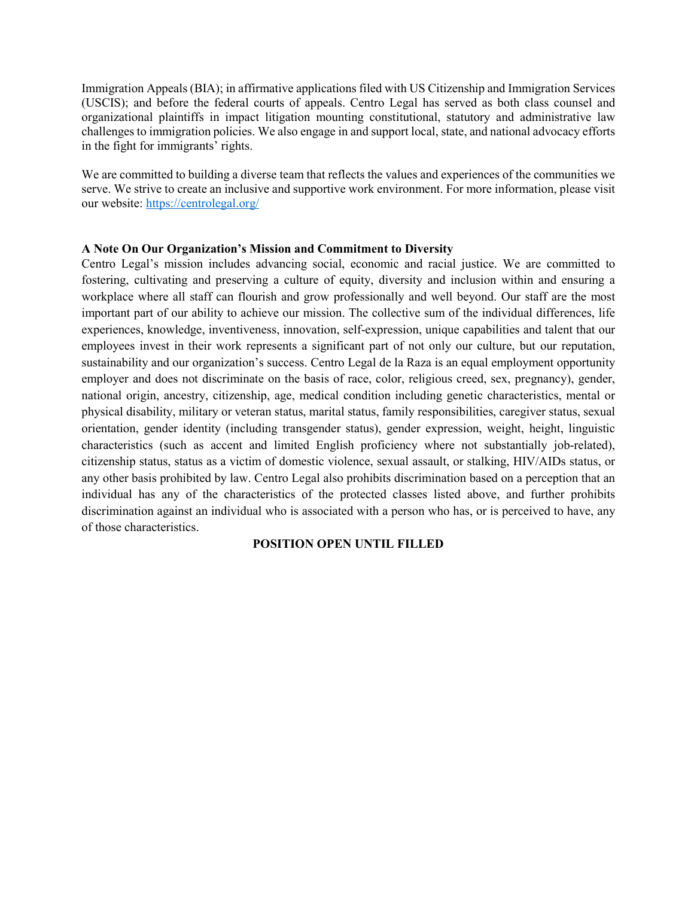Immigration Appeals (BIA); in affirmative applications filed with US Citizenship and Immigration Services (USCIS); and before the federal courts of appeals. Centro Legal has served as both class counsel and organizational plaintiffs in impact litigation mounting constitutional, statutory and administrative law challenges to immigration policies. We also engage in and support local, state, and national advocacy efforts in the fight for immigrants' rights.

We are committed to building a diverse team that reflects the values and experiences of the communities we serve. We strive to create an inclusive and supportive work environment. For more information, please visit our website: [https://centrolegal.org/](https://centrolegal.org/)

**A Note On Our Organization's Mission and Commitment to Diversity**

Centro Legal's mission includes advancing social, economic and racial justice. We are committed to fostering, cultivating and preserving a culture of equity, diversity and inclusion within and ensuring a workplace where all staff can flourish and grow professionally and well beyond. Our staff are the most important part of our ability to achieve our mission. The collective sum of the individual differences, life experiences, knowledge, inventiveness, innovation, self-expression, unique capabilities and talent that our employees invest in their work represents a significant part of not only our culture, but our reputation, sustainability and our organization's success. Centro Legal de la Raza is an equal employment opportunity employer and does not discriminate on the basis of race, color, religious creed, sex, pregnancy), gender, national origin, ancestry, citizenship, age, medical condition including genetic characteristics, mental or physical disability, military or veteran status, marital status, family responsibilities, caregiver status, sexual orientation, gender identity (including transgender status), gender expression, weight, height, linguistic characteristics (such as accent and limited English proficiency where not substantially job-related), citizenship status, status as a victim of domestic violence, sexual assault, or stalking, HIV/AIDs status, or any other basis prohibited by law. Centro Legal also prohibits discrimination based on a perception that an individual has any of the characteristics of the protected classes listed above, and further prohibits discrimination against an individual who is associated with a person who has, or is perceived to have, any of those characteristics.

**POSITION OPEN UNTIL FILLED**